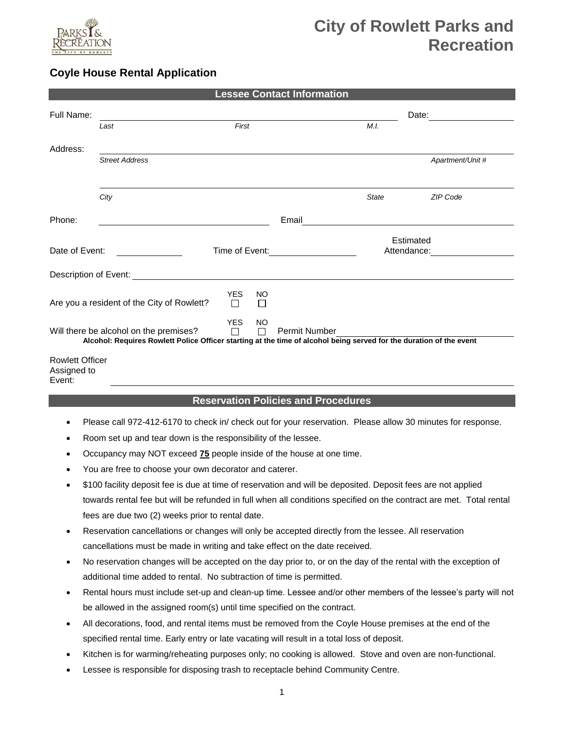# City of Rowlett Parks and Recreation

## Coyle House Rental Application

### Lessee Contact Information

Full Name: ______________________________________________ Date: ____________
*Last* *First* *M.I.*

Address: ______________________________________________________________
*Street Address* *Apartment/Unit #*

______________________________________________________________
*City* *State* *ZIP Code*

Phone: ________________________ Email ________________________________

Date of Event: ____________ Time of Event: ______________ Estimated Attendance: ______________

Description of Event: ______________________________________________________

Are you a resident of the City of Rowlett? YES ☐ NO ☐

Will there be alcohol on the premises? YES ☐ NO ☐ Permit Number ____________________

**Alcohol: Requires Rowlett Police Officer starting at the time of alcohol being served for the duration of the event**

Rowlett Officer Assigned to Event: ______________________________________________

### Reservation Policies and Procedures

- Please call 972-412-6170 to check in/ check out for your reservation. Please allow 30 minutes for response.
- Room set up and tear down is the responsibility of the lessee.
- Occupancy may NOT exceed **75** people inside of the house at one time.
- You are free to choose your own decorator and caterer.
- $100 facility deposit fee is due at time of reservation and will be deposited. Deposit fees are not applied towards rental fee but will be refunded in full when all conditions specified on the contract are met. Total rental fees are due two (2) weeks prior to rental date.
- Reservation cancellations or changes will only be accepted directly from the lessee. All reservation cancellations must be made in writing and take effect on the date received.
- No reservation changes will be accepted on the day prior to, or on the day of the rental with the exception of additional time added to rental. No subtraction of time is permitted.
- Rental hours must include set-up and clean-up time. Lessee and/or other members of the lessee's party will not be allowed in the assigned room(s) until time specified on the contract.
- All decorations, food, and rental items must be removed from the Coyle House premises at the end of the specified rental time. Early entry or late vacating will result in a total loss of deposit.
- Kitchen is for warming/reheating purposes only; no cooking is allowed. Stove and oven are non-functional.
- Lessee is responsible for disposing trash to receptacle behind Community Centre.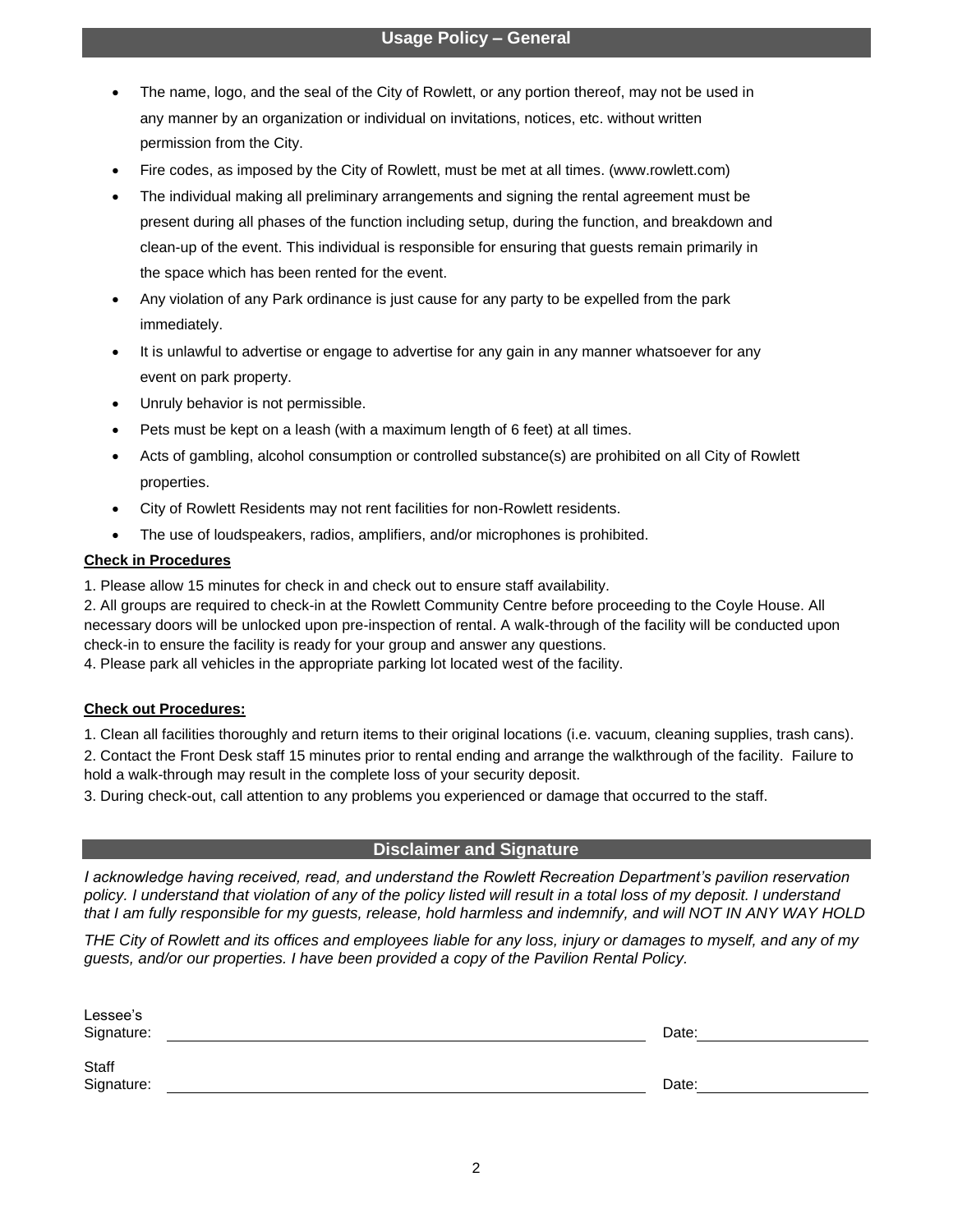## Usage Policy – General

- The name, logo, and the seal of the City of Rowlett, or any portion thereof, may not be used in any manner by an organization or individual on invitations, notices, etc. without written permission from the City.
- Fire codes, as imposed by the City of Rowlett, must be met at all times. (www.rowlett.com)
- The individual making all preliminary arrangements and signing the rental agreement must be present during all phases of the function including setup, during the function, and breakdown and clean-up of the event. This individual is responsible for ensuring that guests remain primarily in the space which has been rented for the event.
- Any violation of any Park ordinance is just cause for any party to be expelled from the park immediately.
- It is unlawful to advertise or engage to advertise for any gain in any manner whatsoever for any event on park property.
- Unruly behavior is not permissible.
- Pets must be kept on a leash (with a maximum length of 6 feet) at all times.
- Acts of gambling, alcohol consumption or controlled substance(s) are prohibited on all City of Rowlett properties.
- City of Rowlett Residents may not rent facilities for non-Rowlett residents.
- The use of loudspeakers, radios, amplifiers, and/or microphones is prohibited.

**Check in Procedures**

1. Please allow 15 minutes for check in and check out to ensure staff availability.
2. All groups are required to check-in at the Rowlett Community Centre before proceeding to the Coyle House. All necessary doors will be unlocked upon pre-inspection of rental. A walk-through of the facility will be conducted upon check-in to ensure the facility is ready for your group and answer any questions.
4. Please park all vehicles in the appropriate parking lot located west of the facility.

**Check out Procedures:**

1. Clean all facilities thoroughly and return items to their original locations (i.e. vacuum, cleaning supplies, trash cans).
2. Contact the Front Desk staff 15 minutes prior to rental ending and arrange the walkthrough of the facility. Failure to hold a walk-through may result in the complete loss of your security deposit.
3. During check-out, call attention to any problems you experienced or damage that occurred to the staff.

## Disclaimer and Signature

*I acknowledge having received, read, and understand the Rowlett Recreation Department's pavilion reservation policy. I understand that violation of any of the policy listed will result in a total loss of my deposit. I understand that I am fully responsible for my guests, release, hold harmless and indemnify, and will NOT IN ANY WAY HOLD*

*THE City of Rowlett and its offices and employees liable for any loss, injury or damages to myself, and any of my guests, and/or our properties. I have been provided a copy of the Pavilion Rental Policy.*

Lessee's Signature: ______________________________ Date: ______________

Staff Signature: ______________________________ Date: ______________